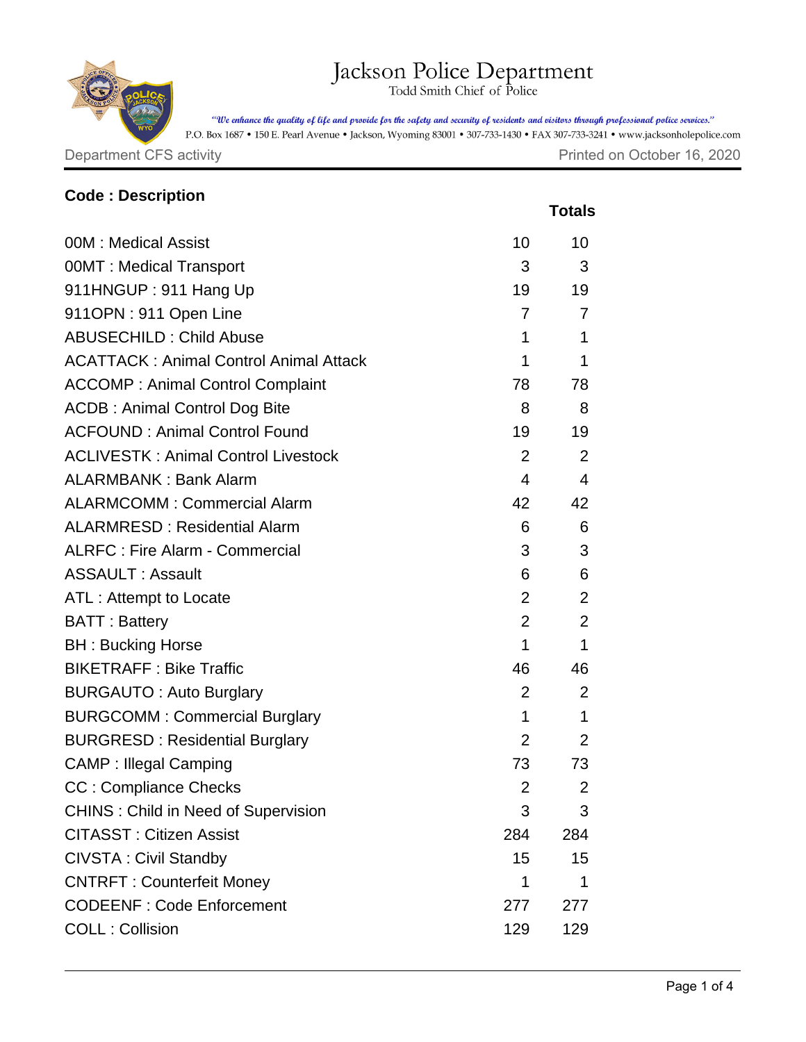# Jackson Police Department

Todd Smith Chief of Police

*"We enhance the quality of life and provide for the safety and security of residents and visitors through professional police services."*

P.O. Box 1687 • 150 E. Pearl Avenue • Jackson, Wyoming 83001 • 307-733-1430 • FAX 307-733-3241 • www.jacksonholepolice.com

Department CFS activity

Printed on October 16, 2020

| **Code : Description** | | **Totals** |
|---|---|---|
| 00M : Medical Assist | 10 | 10 |
| 00MT : Medical Transport | 3 | 3 |
| 911HNGUP : 911 Hang Up | 19 | 19 |
| 911OPN : 911 Open Line | 7 | 7 |
| ABUSECHILD : Child Abuse | 1 | 1 |
| ACATTACK : Animal Control Animal Attack | 1 | 1 |
| ACCOMP : Animal Control Complaint | 78 | 78 |
| ACDB : Animal Control Dog Bite | 8 | 8 |
| ACFOUND : Animal Control Found | 19 | 19 |
| ACLIVESTK : Animal Control Livestock | 2 | 2 |
| ALARMBANK : Bank Alarm | 4 | 4 |
| ALARMCOMM : Commercial Alarm | 42 | 42 |
| ALARMRESD : Residential Alarm | 6 | 6 |
| ALRFC : Fire Alarm - Commercial | 3 | 3 |
| ASSAULT : Assault | 6 | 6 |
| ATL : Attempt to Locate | 2 | 2 |
| BATT : Battery | 2 | 2 |
| BH : Bucking Horse | 1 | 1 |
| BIKETRAFF : Bike Traffic | 46 | 46 |
| BURGAUTO : Auto Burglary | 2 | 2 |
| BURGCOMM : Commercial Burglary | 1 | 1 |
| BURGRESD : Residential Burglary | 2 | 2 |
| CAMP : Illegal Camping | 73 | 73 |
| CC : Compliance Checks | 2 | 2 |
| CHINS : Child in Need of Supervision | 3 | 3 |
| CITASST : Citizen Assist | 284 | 284 |
| CIVSTA : Civil Standby | 15 | 15 |
| CNTRFT : Counterfeit Money | 1 | 1 |
| CODEENF : Code Enforcement | 277 | 277 |
| COLL : Collision | 129 | 129 |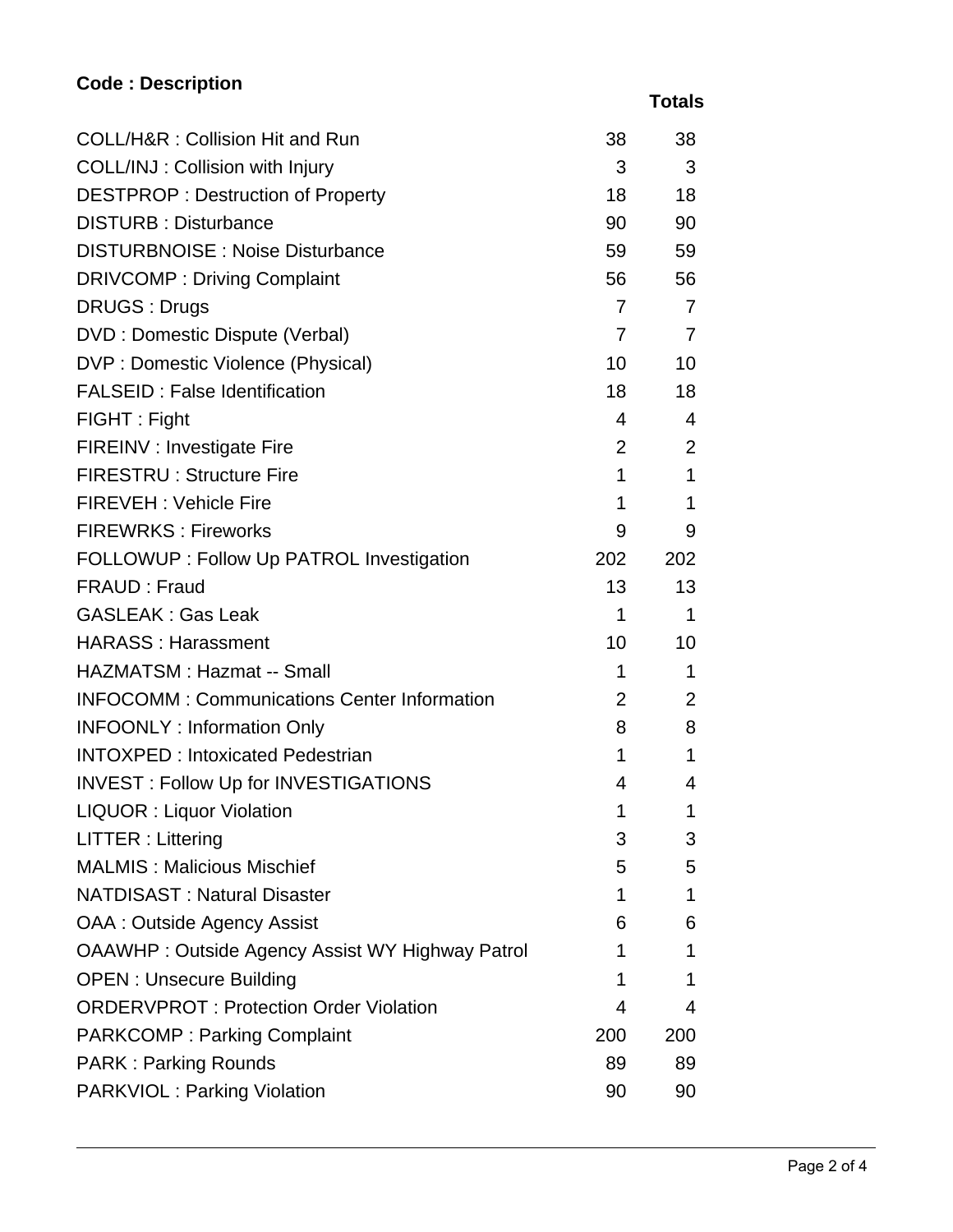**Code : Description**

| Code : Description | | Totals |
|---|---|---|
| COLL/H&R : Collision Hit and Run | 38 | 38 |
| COLL/INJ : Collision with Injury | 3 | 3 |
| DESTPROP : Destruction of Property | 18 | 18 |
| DISTURB : Disturbance | 90 | 90 |
| DISTURBNOISE : Noise Disturbance | 59 | 59 |
| DRIVCOMP : Driving Complaint | 56 | 56 |
| DRUGS : Drugs | 7 | 7 |
| DVD : Domestic Dispute (Verbal) | 7 | 7 |
| DVP : Domestic Violence (Physical) | 10 | 10 |
| FALSEID : False Identification | 18 | 18 |
| FIGHT : Fight | 4 | 4 |
| FIREINV : Investigate Fire | 2 | 2 |
| FIRESTRU : Structure Fire | 1 | 1 |
| FIREVEH : Vehicle Fire | 1 | 1 |
| FIREWRKS : Fireworks | 9 | 9 |
| FOLLOWUP : Follow Up PATROL Investigation | 202 | 202 |
| FRAUD : Fraud | 13 | 13 |
| GASLEAK : Gas Leak | 1 | 1 |
| HARASS : Harassment | 10 | 10 |
| HAZMATSM : Hazmat -- Small | 1 | 1 |
| INFOCOMM : Communications Center Information | 2 | 2 |
| INFOONLY : Information Only | 8 | 8 |
| INTOXPED : Intoxicated Pedestrian | 1 | 1 |
| INVEST : Follow Up for INVESTIGATIONS | 4 | 4 |
| LIQUOR : Liquor Violation | 1 | 1 |
| LITTER : Littering | 3 | 3 |
| MALMIS : Malicious Mischief | 5 | 5 |
| NATDISAST : Natural Disaster | 1 | 1 |
| OAA : Outside Agency Assist | 6 | 6 |
| OAAWHP : Outside Agency Assist WY Highway Patrol | 1 | 1 |
| OPEN : Unsecure Building | 1 | 1 |
| ORDERVPROT : Protection Order Violation | 4 | 4 |
| PARKCOMP : Parking Complaint | 200 | 200 |
| PARK : Parking Rounds | 89 | 89 |
| PARKVIOL : Parking Violation | 90 | 90 |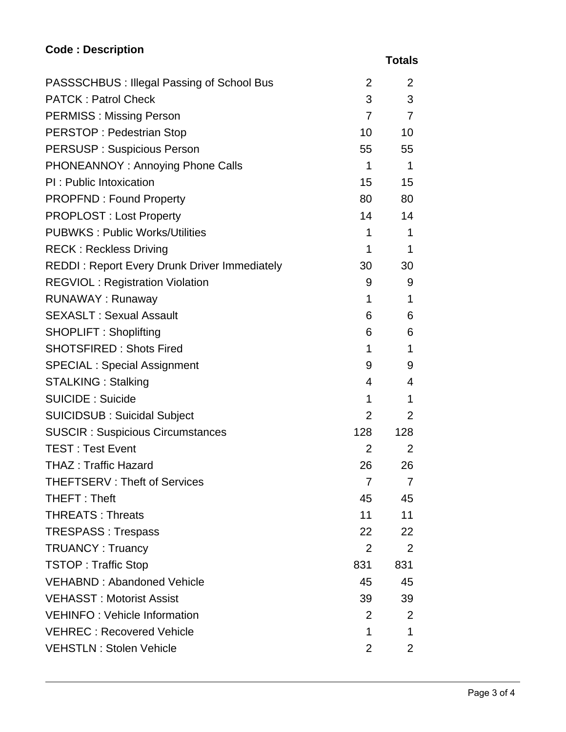| Code : Description | | Totals |
|---|---|---|
| PASSSCHBUS : Illegal Passing of School Bus | 2 | 2 |
| PATCK : Patrol Check | 3 | 3 |
| PERMISS : Missing Person | 7 | 7 |
| PERSTOP : Pedestrian Stop | 10 | 10 |
| PERSUSP : Suspicious Person | 55 | 55 |
| PHONEANNOY : Annoying Phone Calls | 1 | 1 |
| PI : Public Intoxication | 15 | 15 |
| PROPFND : Found Property | 80 | 80 |
| PROPLOST : Lost Property | 14 | 14 |
| PUBWKS : Public Works/Utilities | 1 | 1 |
| RECK : Reckless Driving | 1 | 1 |
| REDDI : Report Every Drunk Driver Immediately | 30 | 30 |
| REGVIOL : Registration Violation | 9 | 9 |
| RUNAWAY : Runaway | 1 | 1 |
| SEXASLT : Sexual Assault | 6 | 6 |
| SHOPLIFT : Shoplifting | 6 | 6 |
| SHOTSFIRED : Shots Fired | 1 | 1 |
| SPECIAL : Special Assignment | 9 | 9 |
| STALKING : Stalking | 4 | 4 |
| SUICIDE : Suicide | 1 | 1 |
| SUICIDSUB : Suicidal Subject | 2 | 2 |
| SUSCIR : Suspicious Circumstances | 128 | 128 |
| TEST : Test Event | 2 | 2 |
| THAZ : Traffic Hazard | 26 | 26 |
| THEFTSERV : Theft of Services | 7 | 7 |
| THEFT : Theft | 45 | 45 |
| THREATS : Threats | 11 | 11 |
| TRESPASS : Trespass | 22 | 22 |
| TRUANCY : Truancy | 2 | 2 |
| TSTOP : Traffic Stop | 831 | 831 |
| VEHABND : Abandoned Vehicle | 45 | 45 |
| VEHASST : Motorist Assist | 39 | 39 |
| VEHINFO : Vehicle Information | 2 | 2 |
| VEHREC : Recovered Vehicle | 1 | 1 |
| VEHSTLN : Stolen Vehicle | 2 | 2 |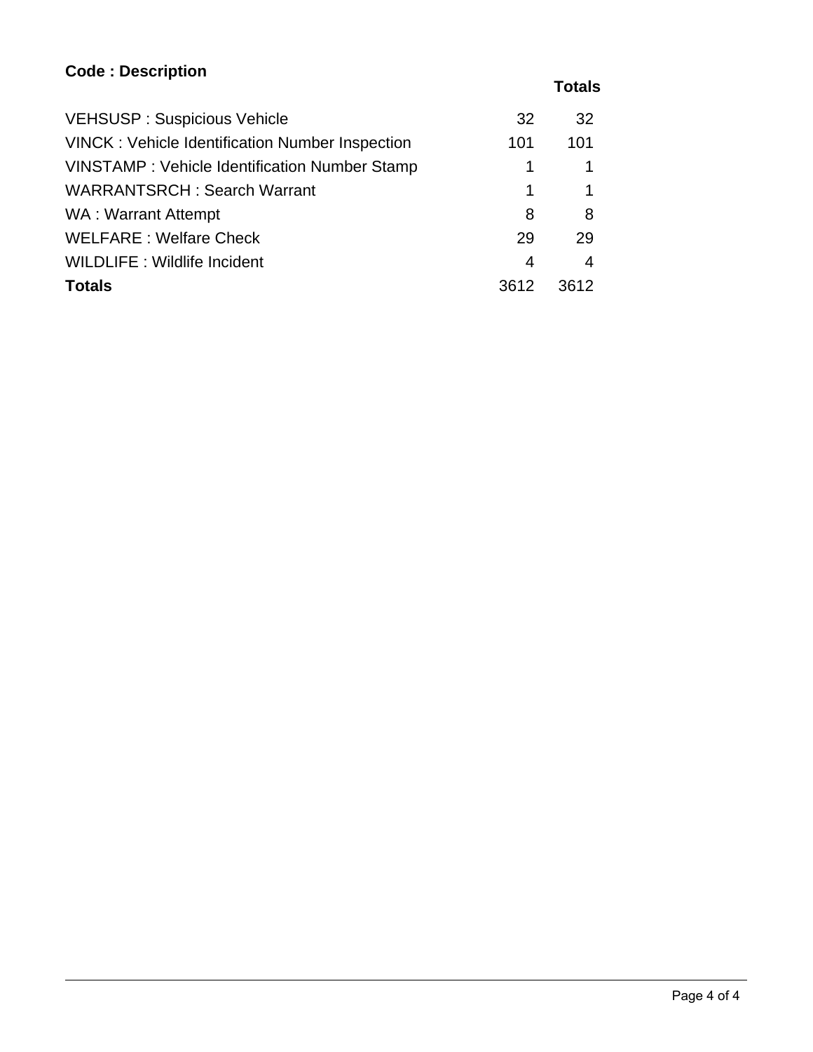| Code : Description | | Totals |
|---|---|---|
| VEHSUSP : Suspicious Vehicle | 32 | 32 |
| VINCK : Vehicle Identification Number Inspection | 101 | 101 |
| VINSTAMP : Vehicle Identification Number Stamp | 1 | 1 |
| WARRANTSRCH : Search Warrant | 1 | 1 |
| WA : Warrant Attempt | 8 | 8 |
| WELFARE : Welfare Check | 29 | 29 |
| WILDLIFE : Wildlife Incident | 4 | 4 |
| **Totals** | 3612 | 3612 |